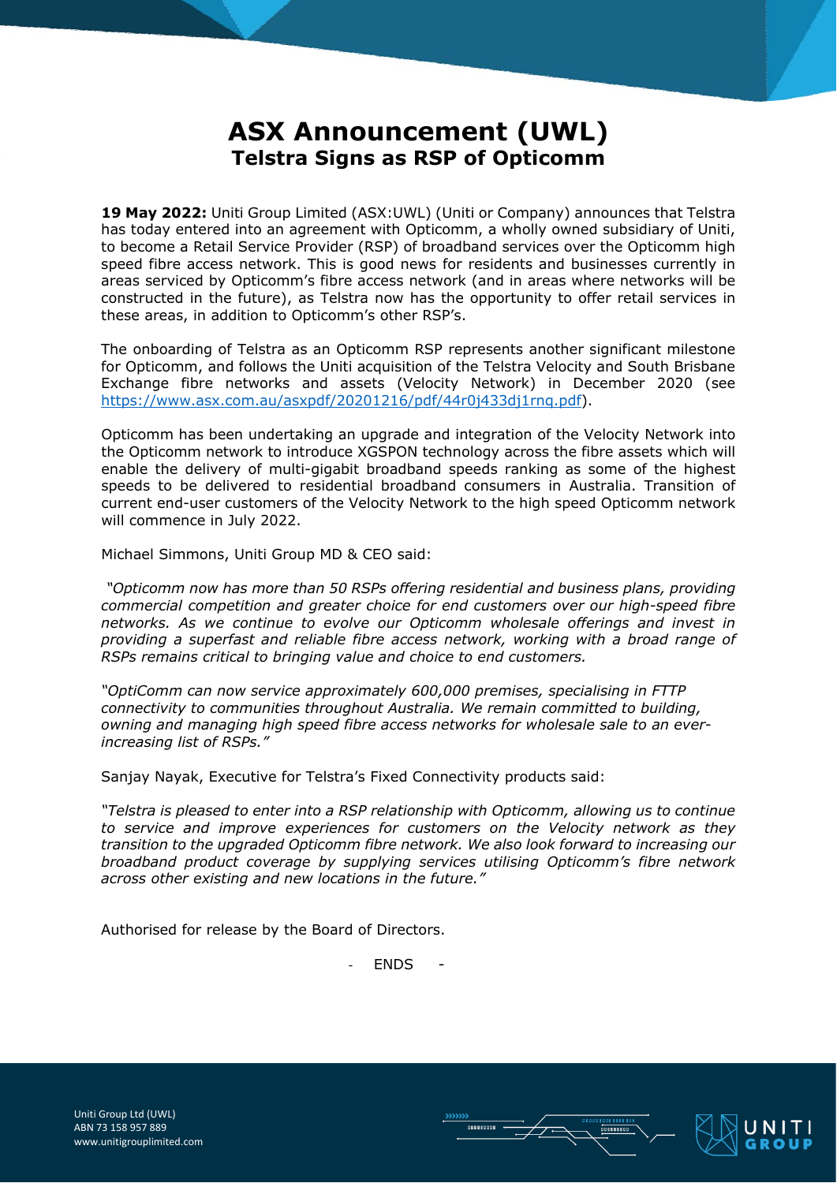# ASX Announcement (UWL)
## Telstra Signs as RSP of Opticomm

**19 May 2022:** Uniti Group Limited (ASX:UWL) (Uniti or Company) announces that Telstra has today entered into an agreement with Opticomm, a wholly owned subsidiary of Uniti, to become a Retail Service Provider (RSP) of broadband services over the Opticomm high speed fibre access network. This is good news for residents and businesses currently in areas serviced by Opticomm's fibre access network (and in areas where networks will be constructed in the future), as Telstra now has the opportunity to offer retail services in these areas, in addition to Opticomm's other RSP's.

The onboarding of Telstra as an Opticomm RSP represents another significant milestone for Opticomm, and follows the Uniti acquisition of the Telstra Velocity and South Brisbane Exchange fibre networks and assets (Velocity Network) in December 2020 (see https://www.asx.com.au/asxpdf/20201216/pdf/44r0j433dj1rnq.pdf).

Opticomm has been undertaking an upgrade and integration of the Velocity Network into the Opticomm network to introduce XGSPON technology across the fibre assets which will enable the delivery of multi-gigabit broadband speeds ranking as some of the highest speeds to be delivered to residential broadband consumers in Australia. Transition of current end-user customers of the Velocity Network to the high speed Opticomm network will commence in July 2022.

Michael Simmons, Uniti Group MD & CEO said:

*"Opticomm now has more than 50 RSPs offering residential and business plans, providing commercial competition and greater choice for end customers over our high-speed fibre networks. As we continue to evolve our Opticomm wholesale offerings and invest in providing a superfast and reliable fibre access network, working with a broad range of RSPs remains critical to bringing value and choice to end customers.*

*"OptiComm can now service approximately 600,000 premises, specialising in FTTP connectivity to communities throughout Australia. We remain committed to building, owning and managing high speed fibre access networks for wholesale sale to an ever-increasing list of RSPs."*

Sanjay Nayak, Executive for Telstra's Fixed Connectivity products said:

*"Telstra is pleased to enter into a RSP relationship with Opticomm, allowing us to continue to service and improve experiences for customers on the Velocity network as they transition to the upgraded Opticomm fibre network. We also look forward to increasing our broadband product coverage by supplying services utilising Opticomm's fibre network across other existing and new locations in the future."*

Authorised for release by the Board of Directors.

\- ENDS -

Uniti Group Ltd (UWL)
ABN 73 158 957 889
www.unitigrouplimited.com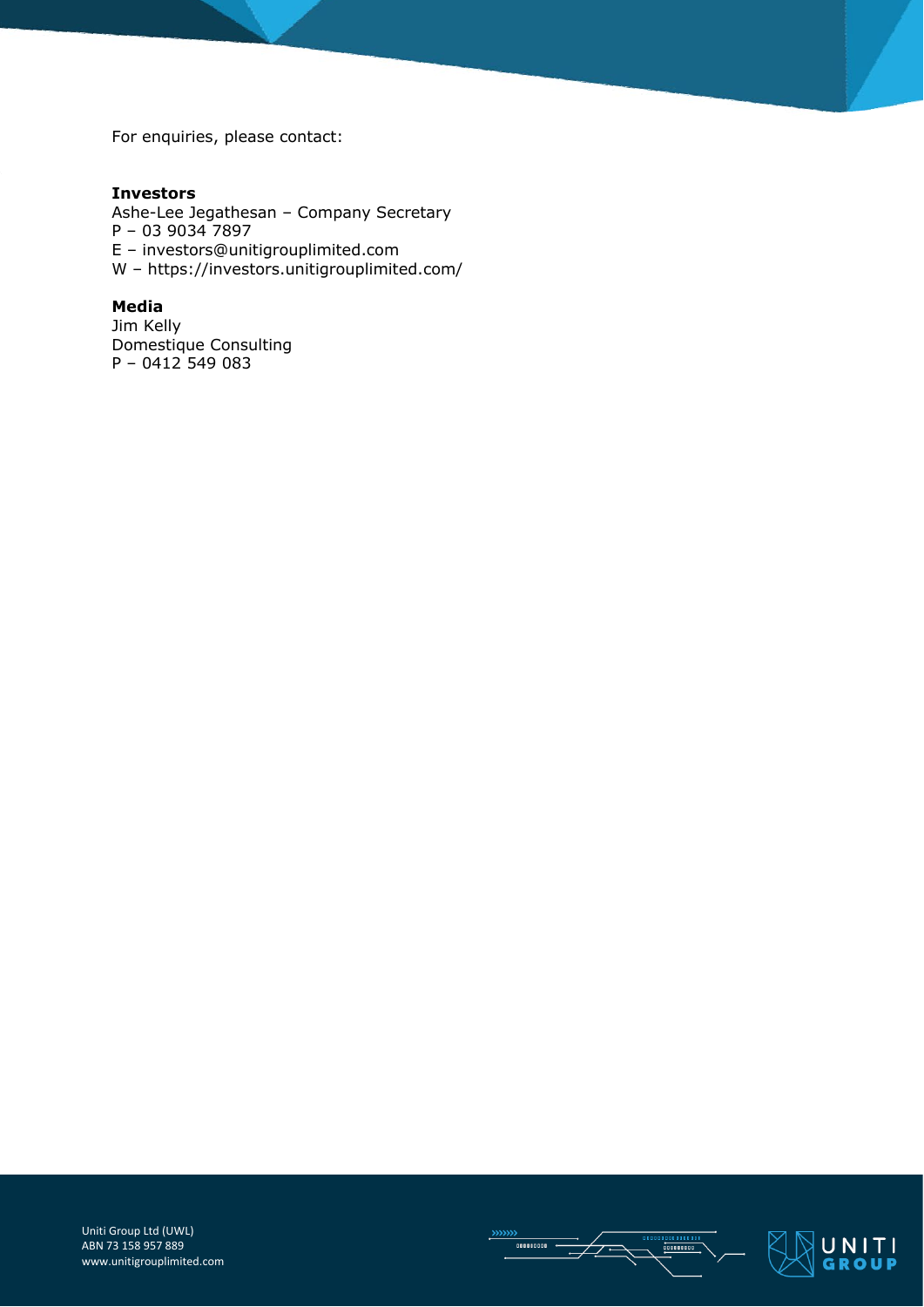For enquiries, please contact:

**Investors**
Ashe-Lee Jegathesan – Company Secretary
P – 03 9034 7897
E – investors@unitigrouplimited.com
W – https://investors.unitigrouplimited.com/

**Media**
Jim Kelly
Domestique Consulting
P – 0412 549 083